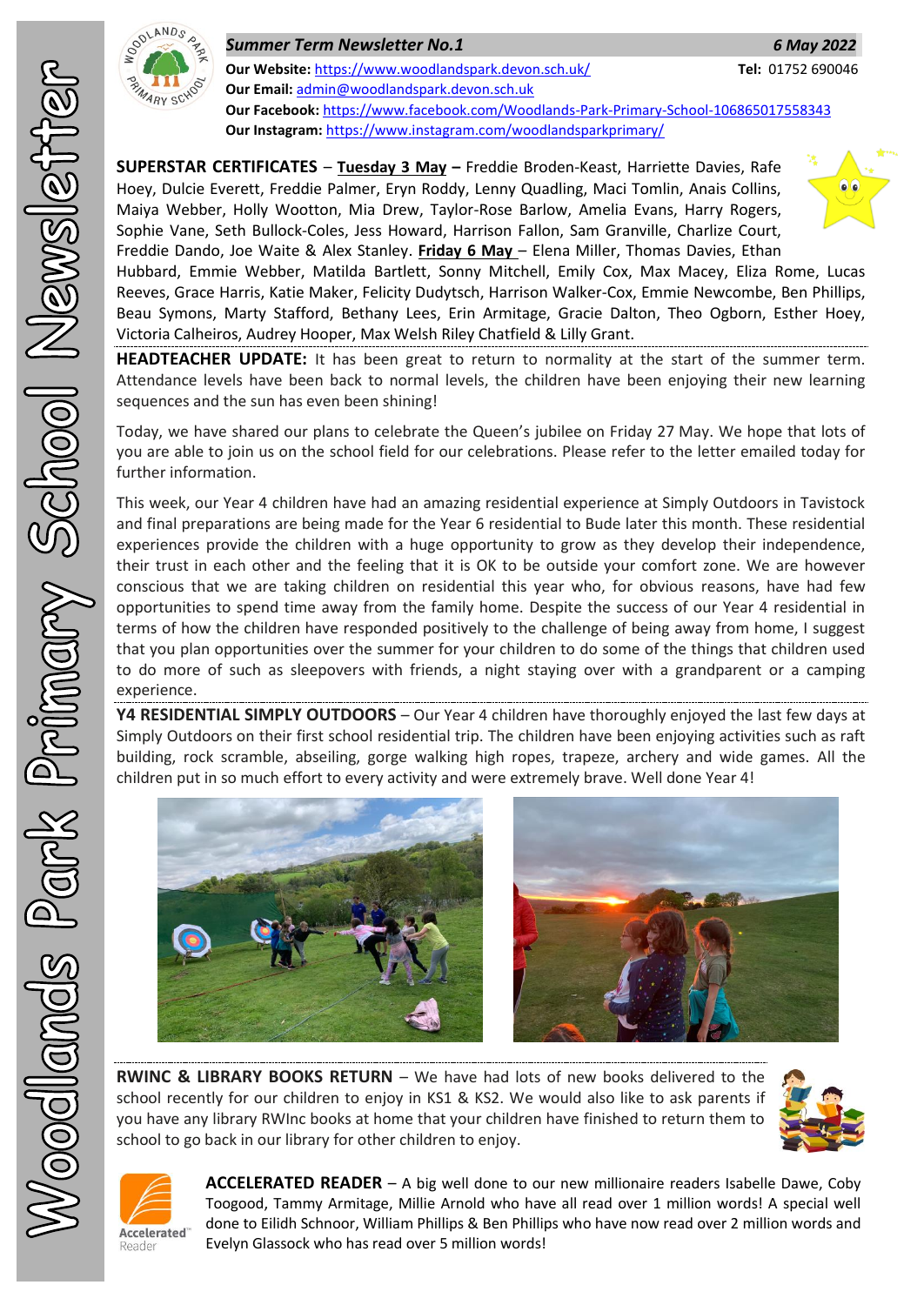# Woodlands Park Primary School Newsletter

***Summer Term Newsletter No.1*** ***6 May 2022***

**Our Website:** https://www.woodlandspark.devon.sch.uk/ **Tel:** 01752 690046
**Our Email:** admin@woodlandspark.devon.sch.uk
**Our Facebook:** https://www.facebook.com/Woodlands-Park-Primary-School-106865017558343
**Our Instagram:** https://www.instagram.com/woodlandsparkprimary/

**SUPERSTAR CERTIFICATES** – **Tuesday 3 May –** Freddie Broden-Keast, Harriette Davies, Rafe Hoey, Dulcie Everett, Freddie Palmer, Eryn Roddy, Lenny Quadling, Maci Tomlin, Anais Collins, Maiya Webber, Holly Wootton, Mia Drew, Taylor-Rose Barlow, Amelia Evans, Harry Rogers, Sophie Vane, Seth Bullock-Coles, Jess Howard, Harrison Fallon, Sam Granville, Charlize Court, Freddie Dando, Joe Waite & Alex Stanley. **Friday 6 May** – Elena Miller, Thomas Davies, Ethan Hubbard, Emmie Webber, Matilda Bartlett, Sonny Mitchell, Emily Cox, Max Macey, Eliza Rome, Lucas Reeves, Grace Harris, Katie Maker, Felicity Dudytsch, Harrison Walker-Cox, Emmie Newcombe, Ben Phillips, Beau Symons, Marty Stafford, Bethany Lees, Erin Armitage, Gracie Dalton, Theo Ogborn, Esther Hoey, Victoria Calheiros, Audrey Hooper, Max Welsh Riley Chatfield & Lilly Grant.

**HEADTEACHER UPDATE:** It has been great to return to normality at the start of the summer term. Attendance levels have been back to normal levels, the children have been enjoying their new learning sequences and the sun has even been shining!

Today, we have shared our plans to celebrate the Queen's jubilee on Friday 27 May. We hope that lots of you are able to join us on the school field for our celebrations. Please refer to the letter emailed today for further information.

This week, our Year 4 children have had an amazing residential experience at Simply Outdoors in Tavistock and final preparations are being made for the Year 6 residential to Bude later this month. These residential experiences provide the children with a huge opportunity to grow as they develop their independence, their trust in each other and the feeling that it is OK to be outside your comfort zone. We are however conscious that we are taking children on residential this year who, for obvious reasons, have had few opportunities to spend time away from the family home. Despite the success of our Year 4 residential in terms of how the children have responded positively to the challenge of being away from home, I suggest that you plan opportunities over the summer for your children to do some of the things that children used to do more of such as sleepovers with friends, a night staying over with a grandparent or a camping experience.

**Y4 RESIDENTIAL SIMPLY OUTDOORS** – Our Year 4 children have thoroughly enjoyed the last few days at Simply Outdoors on their first school residential trip. The children have been enjoying activities such as raft building, rock scramble, abseiling, gorge walking high ropes, trapeze, archery and wide games. All the children put in so much effort to every activity and were extremely brave. Well done Year 4!

**RWINC & LIBRARY BOOKS RETURN** – We have had lots of new books delivered to the school recently for our children to enjoy in KS1 & KS2. We would also like to ask parents if you have any library RWInc books at home that your children have finished to return them to school to go back in our library for other children to enjoy.

**ACCELERATED READER** – A big well done to our new millionaire readers Isabelle Dawe, Coby Toogood, Tammy Armitage, Millie Arnold who have all read over 1 million words! A special well done to Eilidh Schnoor, William Phillips & Ben Phillips who have now read over 2 million words and Evelyn Glassock who has read over 5 million words!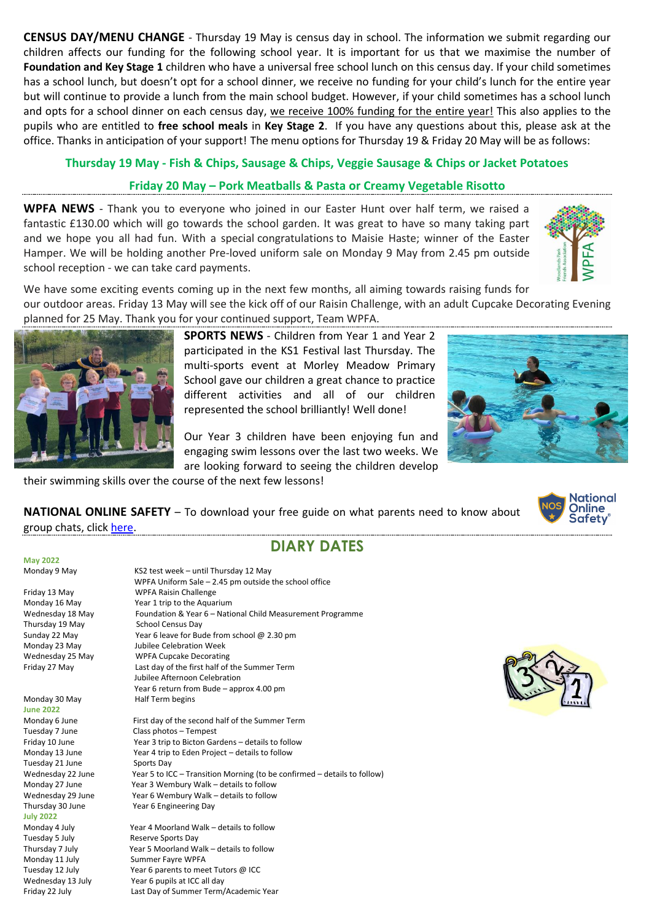**CENSUS DAY/MENU CHANGE** - Thursday 19 May is census day in school. The information we submit regarding our children affects our funding for the following school year. It is important for us that we maximise the number of **Foundation and Key Stage 1** children who have a universal free school lunch on this census day. If your child sometimes has a school lunch, but doesn't opt for a school dinner, we receive no funding for your child's lunch for the entire year but will continue to provide a lunch from the main school budget. However, if your child sometimes has a school lunch and opts for a school dinner on each census day, we receive 100% funding for the entire year! This also applies to the pupils who are entitled to **free school meals** in **Key Stage 2**. If you have any questions about this, please ask at the office. Thanks in anticipation of your support! The menu options for Thursday 19 & Friday 20 May will be as follows:

**Thursday 19 May - Fish & Chips, Sausage & Chips, Veggie Sausage & Chips or Jacket Potatoes**

**Friday 20 May – Pork Meatballs & Pasta or Creamy Vegetable Risotto**

**WPFA NEWS** - Thank you to everyone who joined in our Easter Hunt over half term, we raised a fantastic £130.00 which will go towards the school garden. It was great to have so many taking part and we hope you all had fun. With a special congratulations to Maisie Haste; winner of the Easter Hamper. We will be holding another Pre-loved uniform sale on Monday 9 May from 2.45 pm outside school reception - we can take card payments.

We have some exciting events coming up in the next few months, all aiming towards raising funds for our outdoor areas. Friday 13 May will see the kick off of our Raisin Challenge, with an adult Cupcake Decorating Evening planned for 25 May. Thank you for your continued support, Team WPFA.

**SPORTS NEWS** - Children from Year 1 and Year 2 participated in the KS1 Festival last Thursday. The multi-sports event at Morley Meadow Primary School gave our children a great chance to practice different activities and all of our children represented the school brilliantly! Well done!

Our Year 3 children have been enjoying fun and engaging swim lessons over the last two weeks. We are looking forward to seeing the children develop their swimming skills over the course of the next few lessons!

**NATIONAL ONLINE SAFETY** – To download your free guide on what parents need to know about group chats, click here.

## DIARY DATES

**May 2022**

| | |
|---|---|
| Monday 9 May | KS2 test week – until Thursday 12 May<br>WPFA Uniform Sale – 2.45 pm outside the school office |
| Friday 13 May | WPFA Raisin Challenge |
| Monday 16 May | Year 1 trip to the Aquarium |
| Wednesday 18 May | Foundation & Year 6 – National Child Measurement Programme |
| Thursday 19 May | School Census Day |
| Sunday 22 May | Year 6 leave for Bude from school @ 2.30 pm |
| Monday 23 May | Jubilee Celebration Week |
| Wednesday 25 May | WPFA Cupcake Decorating |
| Friday 27 May | Last day of the first half of the Summer Term<br>Jubilee Afternoon Celebration<br>Year 6 return from Bude – approx 4.00 pm |
| Monday 30 May | Half Term begins |

**June 2022**

| | |
|---|---|
| Monday 6 June | First day of the second half of the Summer Term |
| Tuesday 7 June | Class photos – Tempest |
| Friday 10 June | Year 3 trip to Bicton Gardens – details to follow |
| Monday 13 June | Year 4 trip to Eden Project – details to follow |
| Tuesday 21 June | Sports Day |
| Wednesday 22 June | Year 5 to ICC – Transition Morning (to be confirmed – details to follow) |
| Monday 27 June | Year 3 Wembury Walk – details to follow |
| Wednesday 29 June | Year 6 Wembury Walk – details to follow |
| Thursday 30 June | Year 6 Engineering Day |

**July 2022**

| | |
|---|---|
| Monday 4 July | Year 4 Moorland Walk – details to follow |
| Tuesday 5 July | Reserve Sports Day |
| Thursday 7 July | Year 5 Moorland Walk – details to follow |
| Monday 11 July | Summer Fayre WPFA |
| Tuesday 12 July | Year 6 parents to meet Tutors @ ICC |
| Wednesday 13 July | Year 6 pupils at ICC all day |
| Friday 22 July | Last Day of Summer Term/Academic Year |